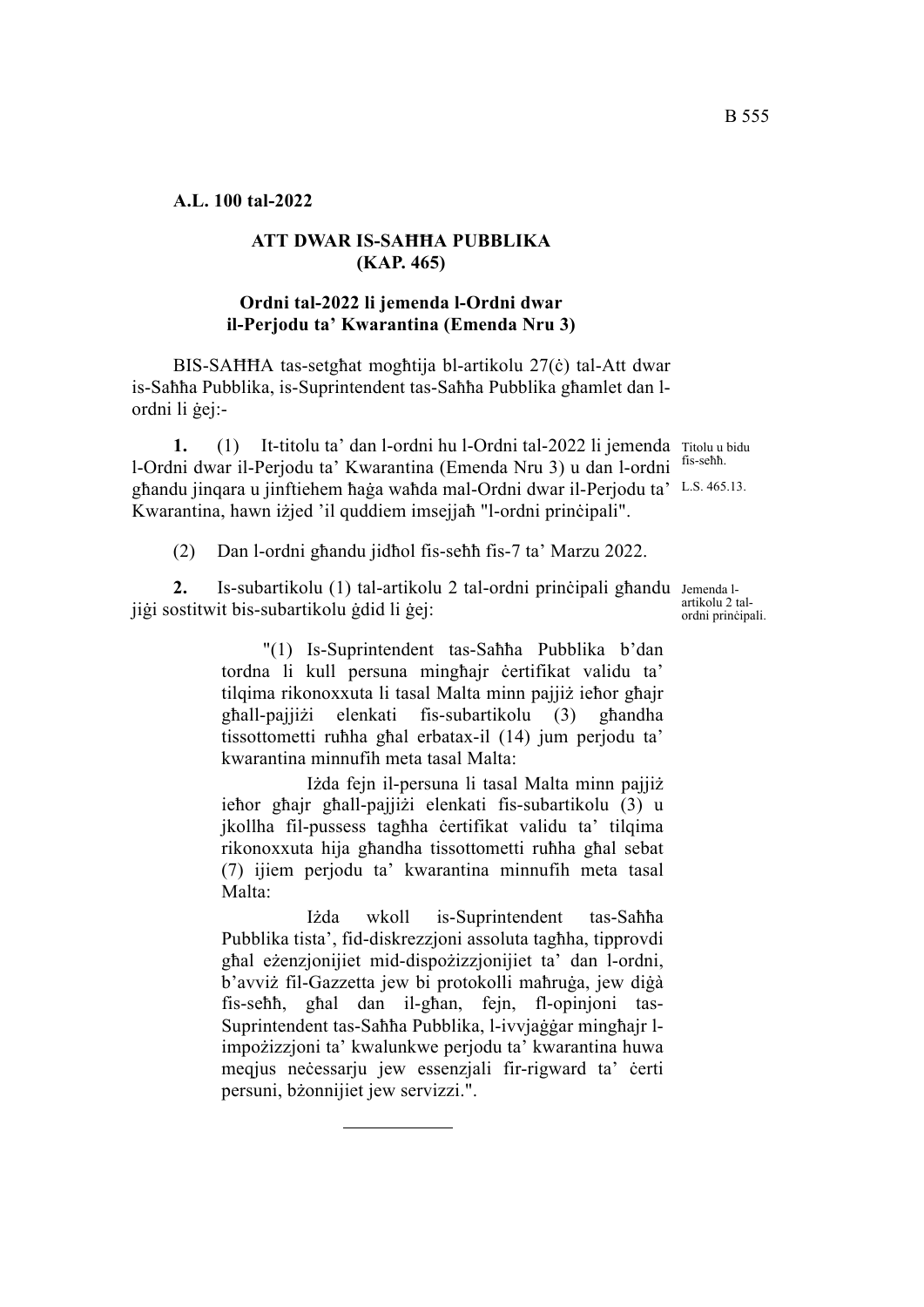**A.L. 100 tal-2022**

**ATT DWAR IS-SAĦĦA PUBBLIKA**
**(KAP. 465)**

**Ordni tal-2022 li jemenda l-Ordni dwar il-Perjodu ta' Kwarantina (Emenda Nru 3)**

BIS-SAĦĦA tas-setgħat mogħtija bl-artikolu 27(ċ) tal-Att dwar is-Saħħa Pubblika, is-Suprintendent tas-Saħħa Pubblika għamlet dan l-ordni li ġej:-

Titolu u bidu fis-seħħ.
L.S. 465.13.

**1.** (1) It-titolu ta' dan l-ordni hu l-Ordni tal-2022 li jemenda l-Ordni dwar il-Perjodu ta' Kwarantina (Emenda Nru 3) u dan l-ordni għandu jinqara u jinftiehem ħaġa waħda mal-Ordni dwar il-Perjodu ta' Kwarantina, hawn iżjed 'il quddiem imsejjaħ "l-ordni prinċipali".

(2) Dan l-ordni għandu jidħol fis-seħħ fis-7 ta' Marzu 2022.

Jemenda l-artikolu 2 tal-ordni prinċipali.

**2.** Is-subartikolu (1) tal-artikolu 2 tal-ordni prinċipali għandu jiġi sostitwit bis-subartikolu ġdid li ġej:

"(1) Is-Suprintendent tas-Saħħa Pubblika b'dan tordna li kull persuna mingħajr ċertifikat validu ta' tilqima rikonoxxuta li tasal Malta minn pajjiż ieħor għajr għall-pajjiżi elenkati fis-subartikolu (3) għandha tissottometti ruħha għal erbatax-il (14) jum perjodu ta' kwarantina minnufih meta tasal Malta:

Iżda fejn il-persuna li tasal Malta minn pajjiż ieħor għajr għall-pajjiżi elenkati fis-subartikolu (3) u jkollha fil-pussess tagħha ċertifikat validu ta' tilqima rikonoxxuta hija għandha tissottometti ruħha għal sebat (7) ijiem perjodu ta' kwarantina minnufih meta tasal Malta:

Iżda wkoll is-Suprintendent tas-Saħħa Pubblika tista', fid-diskrezzjoni assoluta tagħha, tipprovdi għal eżenzjonijiet mid-dispożizzjonijiet ta' dan l-ordni, b'avviż fil-Gazzetta jew bi protokolli maħruġa, jew diġà fis-seħħ, għal dan il-għan, fejn, fl-opinjoni tas-Suprintendent tas-Saħħa Pubblika, l-ivvjaġġar mingħajr l-impożizzjoni ta' kwalunkwe perjodu ta' kwarantina huwa meqjus neċessarju jew essenzjali fir-rigward ta' ċerti persuni, bżonnijiet jew servizzi.".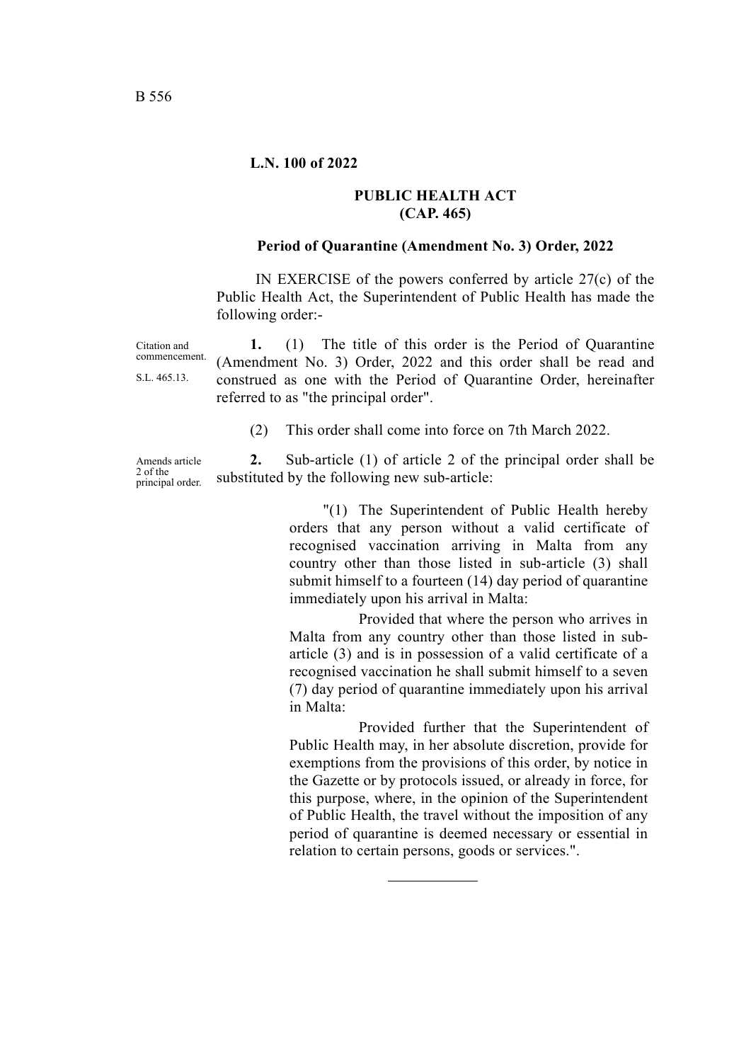**L.N. 100 of 2022**

**PUBLIC HEALTH ACT**
**(CAP. 465)**

**Period of Quarantine (Amendment No. 3) Order, 2022**

IN EXERCISE of the powers conferred by article 27(c) of the Public Health Act, the Superintendent of Public Health has made the following order:-

Citation and commencement.
S.L. 465.13.

**1.** (1) The title of this order is the Period of Quarantine (Amendment No. 3) Order, 2022 and this order shall be read and construed as one with the Period of Quarantine Order, hereinafter referred to as "the principal order".

(2) This order shall come into force on 7th March 2022.

Amends article 2 of the principal order.

**2.** Sub-article (1) of article 2 of the principal order shall be substituted by the following new sub-article:

> "(1) The Superintendent of Public Health hereby orders that any person without a valid certificate of recognised vaccination arriving in Malta from any country other than those listed in sub-article (3) shall submit himself to a fourteen (14) day period of quarantine immediately upon his arrival in Malta:
>
> Provided that where the person who arrives in Malta from any country other than those listed in sub-article (3) and is in possession of a valid certificate of a recognised vaccination he shall submit himself to a seven (7) day period of quarantine immediately upon his arrival in Malta:
>
> Provided further that the Superintendent of Public Health may, in her absolute discretion, provide for exemptions from the provisions of this order, by notice in the Gazette or by protocols issued, or already in force, for this purpose, where, in the opinion of the Superintendent of Public Health, the travel without the imposition of any period of quarantine is deemed necessary or essential in relation to certain persons, goods or services.".